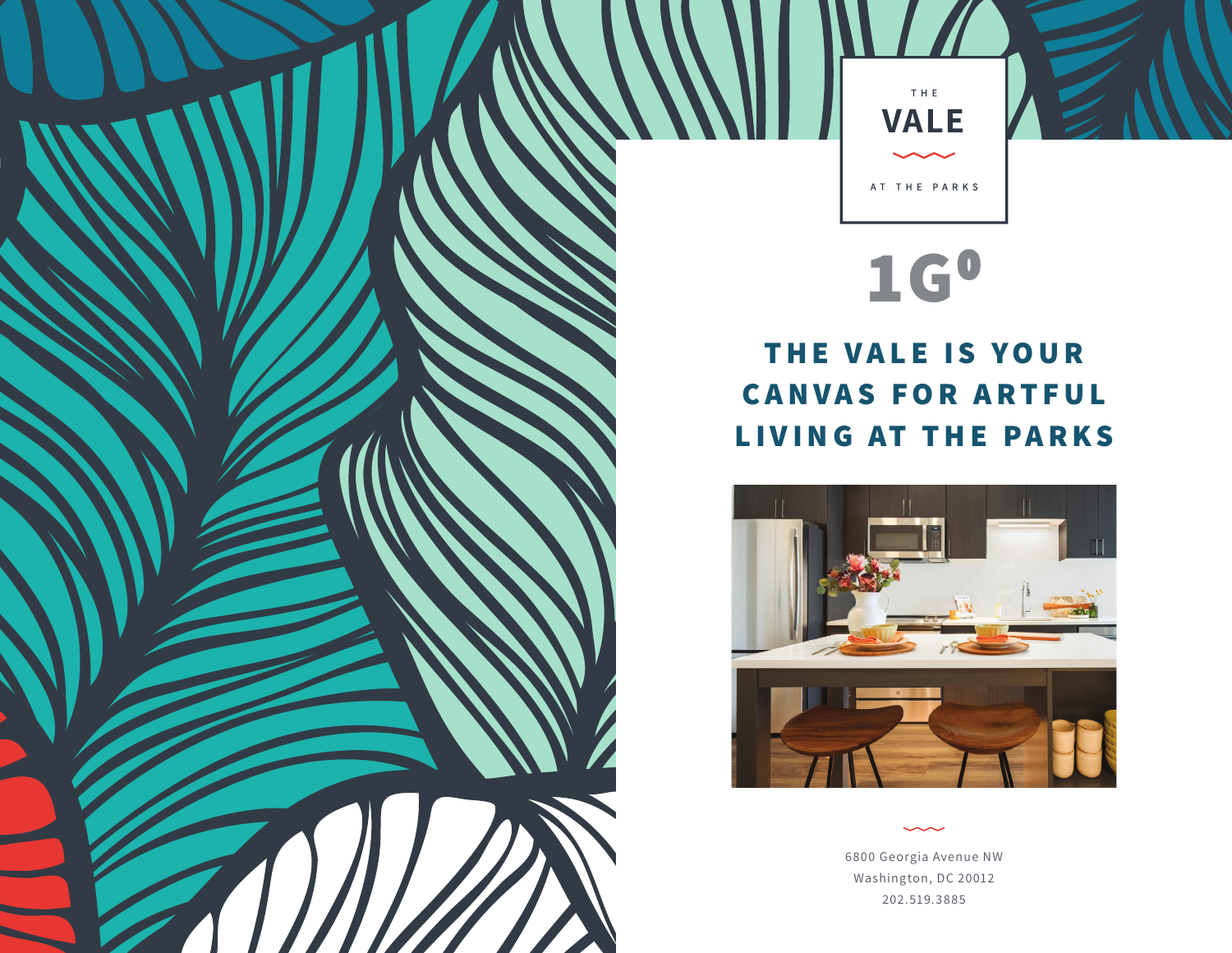THE

# VALE

AT THE PARKS

1G⁰

## THE VALE IS YOUR CANVAS FOR ARTFUL LIVING AT THE PARKS

6800 Georgia Avenue NW
Washington, DC 20012
202.519.3885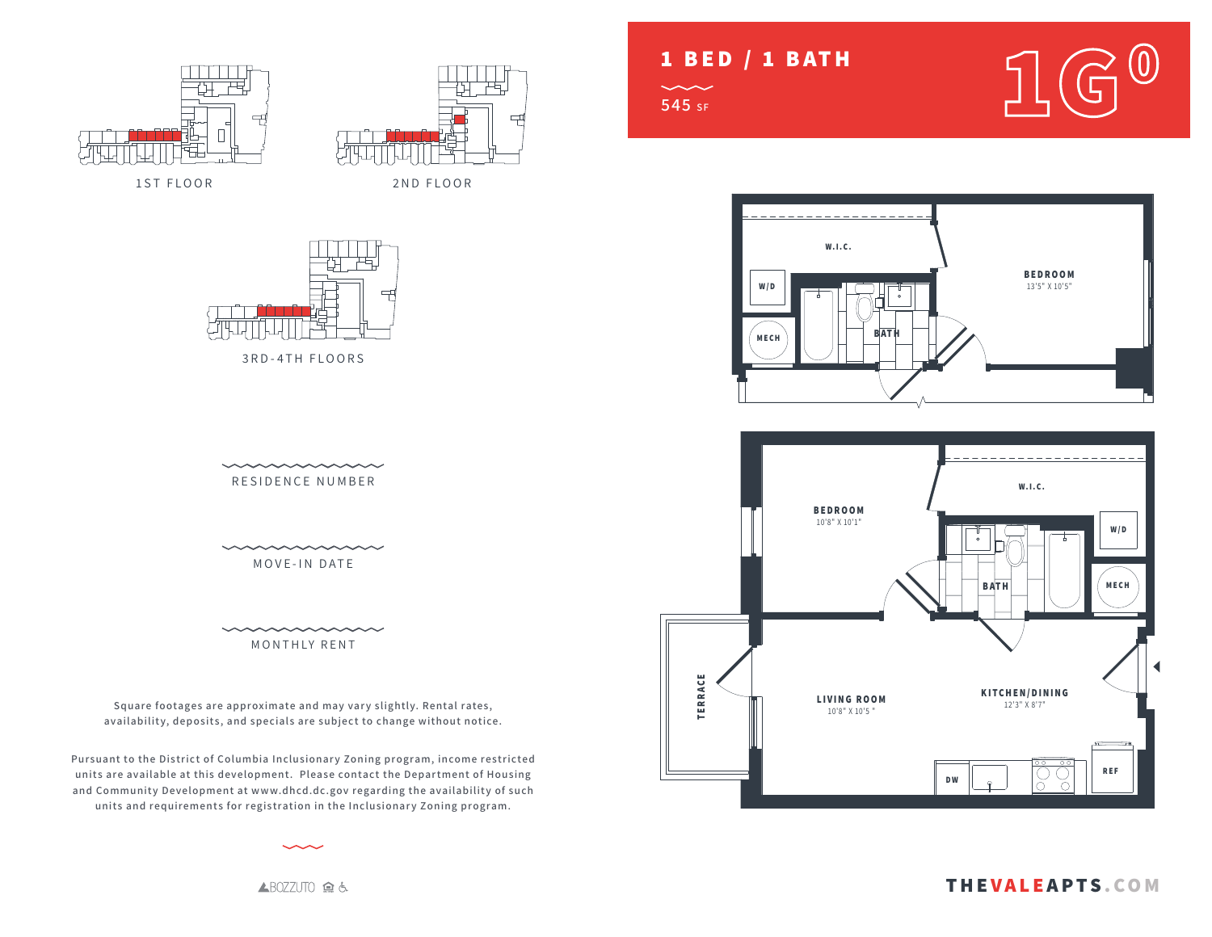# 1 BED / 1 BATH

545 SF

## 1G0

1ST FLOOR

2ND FLOOR

3RD-4TH FLOORS

W.I.C.

BEDROOM
13'5" X 10'5"

W/D

MECH

BATH

BEDROOM
10'8" X 10'1"

W.I.C.

W/D

BATH

MECH

TERRACE

LIVING ROOM
10'8" X 10'5 "

KITCHEN/DINING
12'3" X 8'7"

DW

REF

RESIDENCE NUMBER

MOVE-IN DATE

MONTHLY RENT

Square footages are approximate and may vary slightly. Rental rates, availability, deposits, and specials are subject to change without notice.

Pursuant to the District of Columbia Inclusionary Zoning program, income restricted units are available at this development. Please contact the Department of Housing and Community Development at www.dhcd.dc.gov regarding the availability of such units and requirements for registration in the Inclusionary Zoning program.

BOZZUTO

THEVALEAPTS.COM